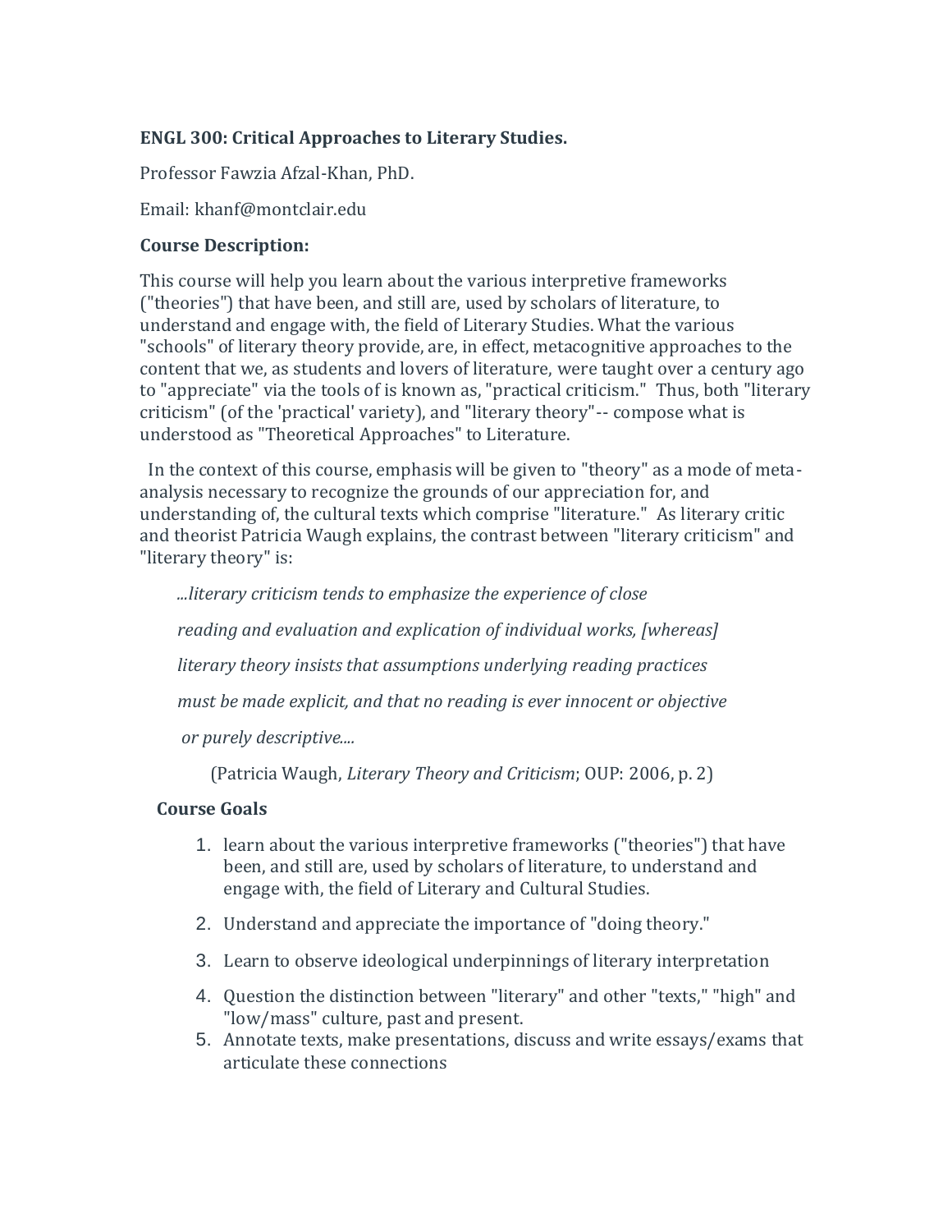**ENGL 300: Critical Approaches to Literary Studies.**

Professor Fawzia Afzal-Khan, PhD.

Email: khanf@montclair.edu

**Course Description:**

This course will help you learn about the various interpretive frameworks ("theories") that have been, and still are, used by scholars of literature, to understand and engage with, the field of Literary Studies. What the various "schools" of literary theory provide, are, in effect, metacognitive approaches to the content that we, as students and lovers of literature, were taught over a century ago to "appreciate" via the tools of is known as, "practical criticism." Thus, both "literary criticism" (of the 'practical' variety), and "literary theory"-- compose what is understood as "Theoretical Approaches" to Literature.

In the context of this course, emphasis will be given to "theory" as a mode of meta-analysis necessary to recognize the grounds of our appreciation for, and understanding of, the cultural texts which comprise "literature." As literary critic and theorist Patricia Waugh explains, the contrast between "literary criticism" and "literary theory" is:

> *...literary criticism tends to emphasize the experience of close reading and evaluation and explication of individual works, [whereas] literary theory insists that assumptions underlying reading practices must be made explicit, and that no reading is ever innocent or objective or purely descriptive....*
>
> (Patricia Waugh, *Literary Theory and Criticism*; OUP: 2006, p. 2)

**Course Goals**

1. learn about the various interpretive frameworks ("theories") that have been, and still are, used by scholars of literature, to understand and engage with, the field of Literary and Cultural Studies.
2. Understand and appreciate the importance of "doing theory."
3. Learn to observe ideological underpinnings of literary interpretation
4. Question the distinction between "literary" and other "texts," "high" and "low/mass" culture, past and present.
5. Annotate texts, make presentations, discuss and write essays/exams that articulate these connections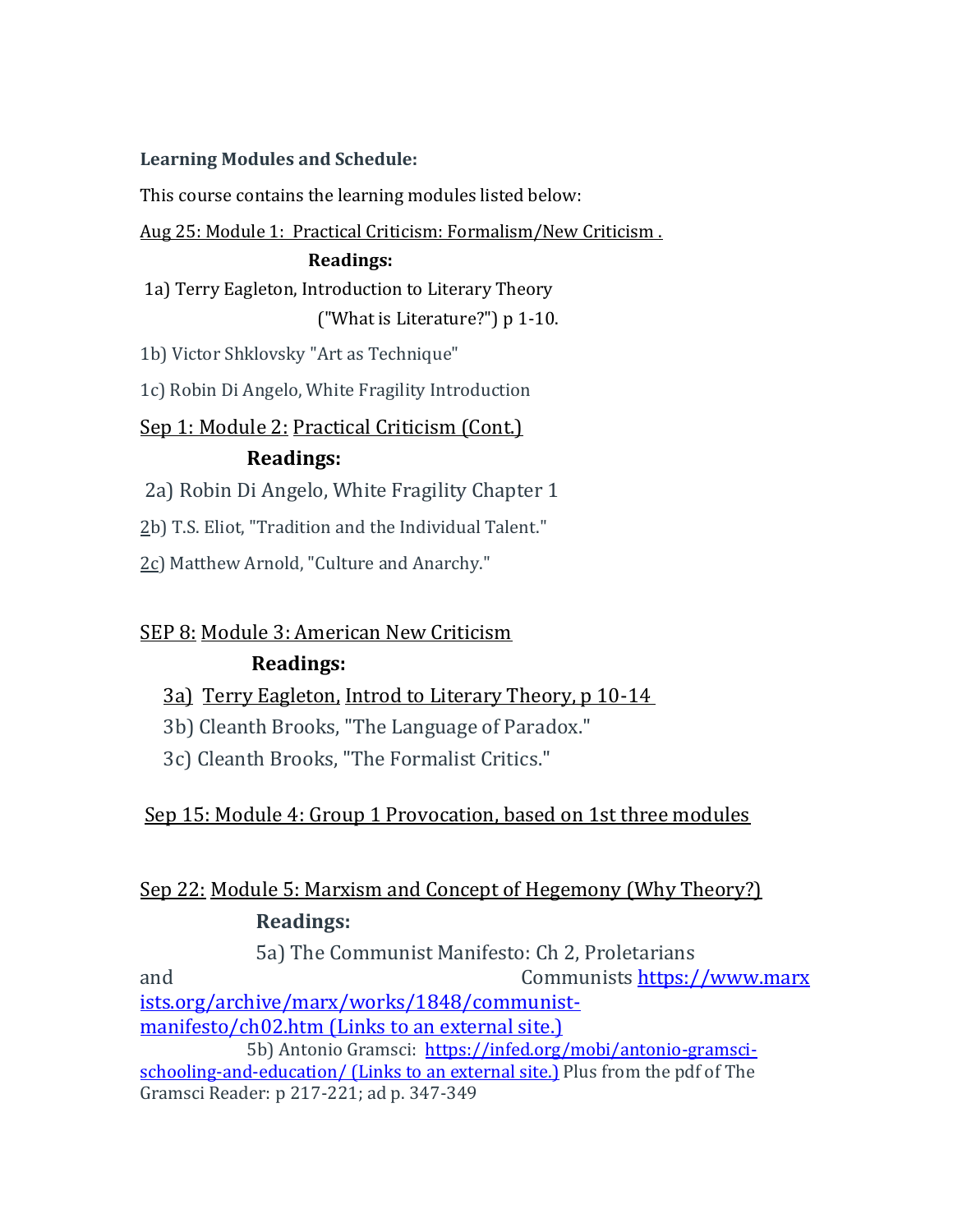**Learning Modules and Schedule:**

This course contains the learning modules listed below:

Aug 25: Module 1: Practical Criticism: Formalism/New Criticism .

**Readings:**

1a) Terry Eagleton, Introduction to Literary Theory ("What is Literature?") p 1-10.

1b) Victor Shklovsky "Art as Technique"

1c) Robin Di Angelo, White Fragility Introduction

Sep 1: Module 2: Practical Criticism (Cont.)

**Readings:**

2a) Robin Di Angelo, White Fragility Chapter 1

2b) T.S. Eliot, "Tradition and the Individual Talent."

2c) Matthew Arnold, "Culture and Anarchy."

SEP 8: Module 3: American New Criticism

**Readings:**

3a) Terry Eagleton, Introd to Literary Theory, p 10-14

3b) Cleanth Brooks, "The Language of Paradox."

3c) Cleanth Brooks, "The Formalist Critics."

Sep 15: Module 4: Group 1 Provocation, based on 1st three modules

Sep 22: Module 5: Marxism and Concept of Hegemony (Why Theory?)

**Readings:**

5a) The Communist Manifesto: Ch 2, Proletarians and Communists [https://www.marxists.org/archive/marx/works/1848/communist-manifesto/ch02.htm (Links to an external site.)](https://www.marxists.org/archive/marx/works/1848/communist-manifesto/ch02.htm)

5b) Antonio Gramsci: [https://infed.org/mobi/antonio-gramsci-schooling-and-education/ (Links to an external site.)](https://infed.org/mobi/antonio-gramsci-schooling-and-education/) Plus from the pdf of The Gramsci Reader: p 217-221; ad p. 347-349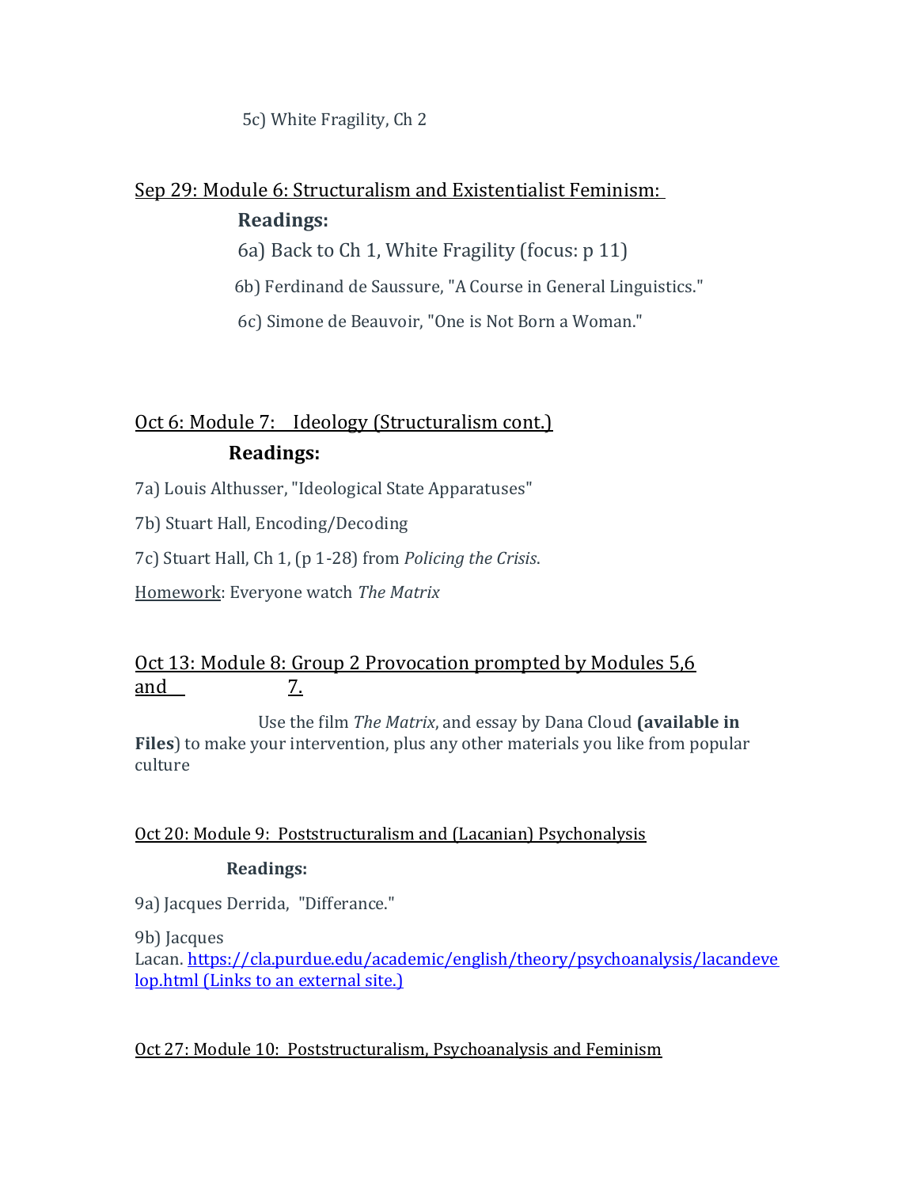5c) White Fragility, Ch 2

<u>Sep 29: Module 6: Structuralism and Existentialist Feminism:</u>

**Readings:**

6a) Back to Ch 1, White Fragility (focus: p 11)

6b) Ferdinand de Saussure, "A Course in General Linguistics."

6c) Simone de Beauvoir, "One is Not Born a Woman."

<u>Oct 6: Module 7: Ideology (Structuralism cont.)</u>

**Readings:**

7a) Louis Althusser, "Ideological State Apparatuses"

7b) Stuart Hall, Encoding/Decoding

7c) Stuart Hall, Ch 1, (p 1-28) from *Policing the Crisis*.

<u>Homework</u>: Everyone watch *The Matrix*

<u>Oct 13: Module 8: Group 2 Provocation prompted by Modules 5,6 and 7.</u>

Use the film *The Matrix*, and essay by Dana Cloud **(available in Files**) to make your intervention, plus any other materials you like from popular culture

<u>Oct 20: Module 9: Poststructuralism and (Lacanian) Psychonalysis</u>

**Readings:**

9a) Jacques Derrida, "Differance."

9b) Jacques Lacan. [https://cla.purdue.edu/academic/english/theory/psychoanalysis/lacandevelop.html (Links to an external site.)](https://cla.purdue.edu/academic/english/theory/psychoanalysis/lacandevelop.html)

<u>Oct 27: Module 10: Poststructuralism, Psychoanalysis and Feminism</u>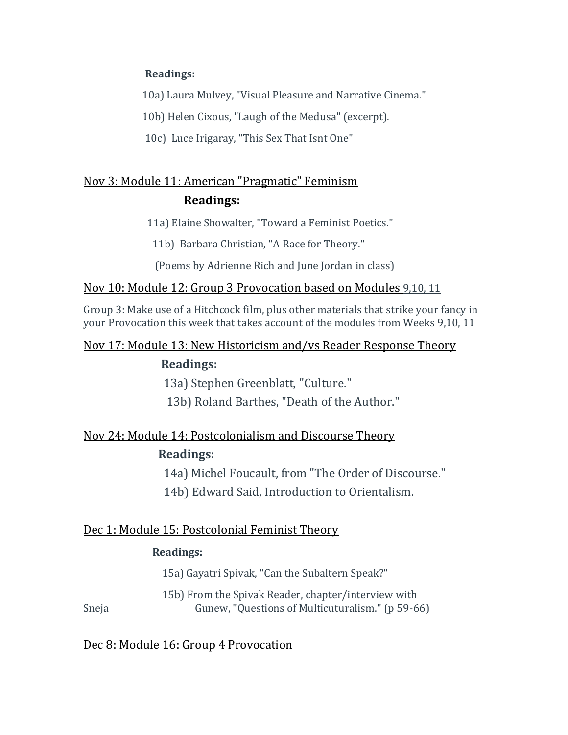**Readings:**

10a) Laura Mulvey, "Visual Pleasure and Narrative Cinema."

10b) Helen Cixous, "Laugh of the Medusa" (excerpt).

10c) Luce Irigaray, "This Sex That Isnt One"

## Nov 3: Module 11: American "Pragmatic" Feminism

**Readings:**

11a) Elaine Showalter, "Toward a Feminist Poetics."

11b) Barbara Christian, "A Race for Theory."

(Poems by Adrienne Rich and June Jordan in class)

## Nov 10: Module 12: Group 3 Provocation based on Modules 9,10, 11

Group 3: Make use of a Hitchcock film, plus other materials that strike your fancy in your Provocation this week that takes account of the modules from Weeks 9,10, 11

## Nov 17: Module 13: New Historicism and/vs Reader Response Theory

**Readings:**

13a) Stephen Greenblatt, "Culture."

13b) Roland Barthes, "Death of the Author."

## Nov 24: Module 14: Postcolonialism and Discourse Theory

**Readings:**

14a) Michel Foucault, from "The Order of Discourse."

14b) Edward Said, Introduction to Orientalism.

## Dec 1: Module 15: Postcolonial Feminist Theory

**Readings:**

15a) Gayatri Spivak, "Can the Subaltern Speak?"

15b) From the Spivak Reader, chapter/interview with Sneja Gunew, "Questions of Multicuturalism." (p 59-66)

## Dec 8: Module 16: Group 4 Provocation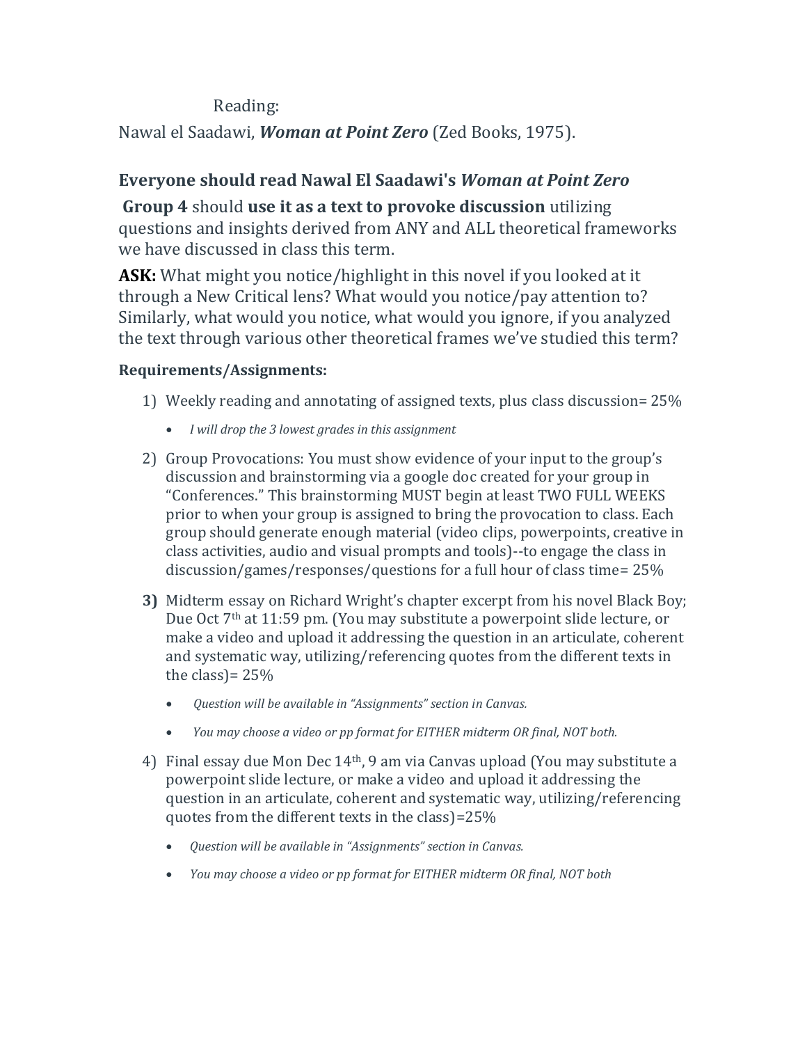Reading:

Nawal el Saadawi, ***Woman at Point Zero*** (Zed Books, 1975).

### Everyone should read Nawal El Saadawi's *Woman at Point Zero*

**Group 4** should **use it as a text to provoke discussion** utilizing questions and insights derived from ANY and ALL theoretical frameworks we have discussed in class this term.

**ASK:** What might you notice/highlight in this novel if you looked at it through a New Critical lens? What would you notice/pay attention to? Similarly, what would you notice, what would you ignore, if you analyzed the text through various other theoretical frames we've studied this term?

**Requirements/Assignments:**

1) Weekly reading and annotating of assigned texts, plus class discussion= 25%
   - *I will drop the 3 lowest grades in this assignment*
2) Group Provocations: You must show evidence of your input to the group's discussion and brainstorming via a google doc created for your group in "Conferences." This brainstorming MUST begin at least TWO FULL WEEKS prior to when your group is assigned to bring the provocation to class. Each group should generate enough material (video clips, powerpoints, creative in class activities, audio and visual prompts and tools)--to engage the class in discussion/games/responses/questions for a full hour of class time= 25%
3) Midterm essay on Richard Wright's chapter excerpt from his novel Black Boy; Due Oct 7th at 11:59 pm. (You may substitute a powerpoint slide lecture, or make a video and upload it addressing the question in an articulate, coherent and systematic way, utilizing/referencing quotes from the different texts in the class)= 25%
   - *Question will be available in "Assignments" section in Canvas.*
   - *You may choose a video or pp format for EITHER midterm OR final, NOT both.*
4) Final essay due Mon Dec 14th, 9 am via Canvas upload (You may substitute a powerpoint slide lecture, or make a video and upload it addressing the question in an articulate, coherent and systematic way, utilizing/referencing quotes from the different texts in the class)=25%
   - *Question will be available in "Assignments" section in Canvas.*
   - *You may choose a video or pp format for EITHER midterm OR final, NOT both*